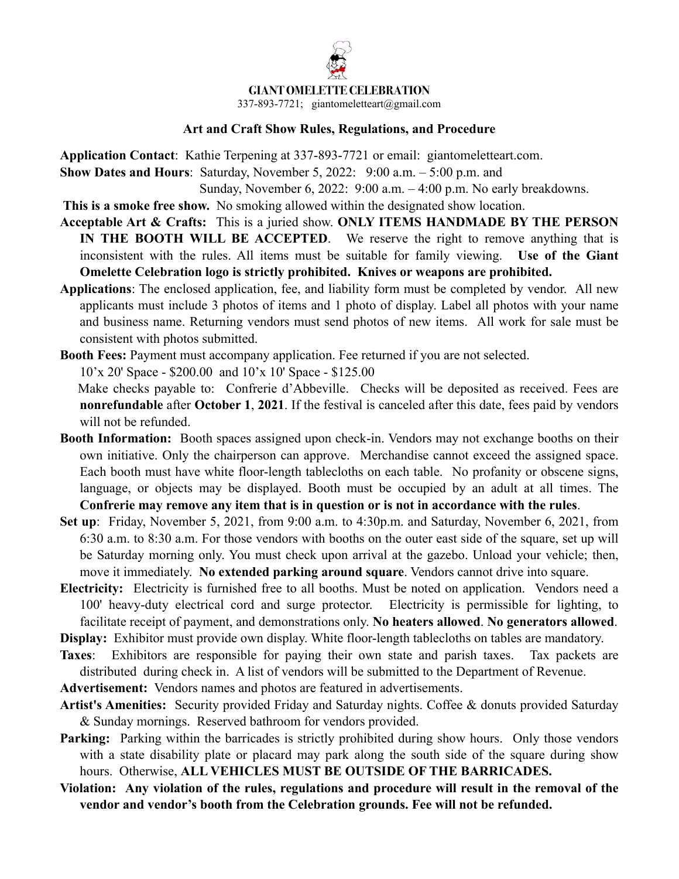**GIANT OMELETTE CELEBRATION**
337-893-7721; giantomeletteart@gmail.com

## Art and Craft Show Rules, Regulations, and Procedure

**Application Contact**: Kathie Terpening at 337-893-7721 or email: giantomeletteart.com.

**Show Dates and Hours**: Saturday, November 5, 2022: 9:00 a.m. – 5:00 p.m. and
Sunday, November 6, 2022: 9:00 a.m. – 4:00 p.m. No early breakdowns.

**This is a smoke free show.** No smoking allowed within the designated show location.

**Acceptable Art & Crafts:** This is a juried show. **ONLY ITEMS HANDMADE BY THE PERSON IN THE BOOTH WILL BE ACCEPTED**. We reserve the right to remove anything that is inconsistent with the rules. All items must be suitable for family viewing. **Use of the Giant Omelette Celebration logo is strictly prohibited. Knives or weapons are prohibited.**

**Applications**: The enclosed application, fee, and liability form must be completed by vendor. All new applicants must include 3 photos of items and 1 photo of display. Label all photos with your name and business name. Returning vendors must send photos of new items. All work for sale must be consistent with photos submitted.

**Booth Fees:** Payment must accompany application. Fee returned if you are not selected.
10'x 20' Space - $200.00 and 10'x 10' Space - $125.00
Make checks payable to: Confrerie d'Abbeville. Checks will be deposited as received. Fees are **nonrefundable** after **October 1**, **2021**. If the festival is canceled after this date, fees paid by vendors will not be refunded.

**Booth Information:** Booth spaces assigned upon check-in. Vendors may not exchange booths on their own initiative. Only the chairperson can approve. Merchandise cannot exceed the assigned space. Each booth must have white floor-length tablecloths on each table. No profanity or obscene signs, language, or objects may be displayed. Booth must be occupied by an adult at all times. The **Confrerie may remove any item that is in question or is not in accordance with the rules**.

**Set up**: Friday, November 5, 2021, from 9:00 a.m. to 4:30p.m. and Saturday, November 6, 2021, from 6:30 a.m. to 8:30 a.m. For those vendors with booths on the outer east side of the square, set up will be Saturday morning only. You must check upon arrival at the gazebo. Unload your vehicle; then, move it immediately. **No extended parking around square**. Vendors cannot drive into square.

**Electricity:** Electricity is furnished free to all booths. Must be noted on application. Vendors need a 100' heavy-duty electrical cord and surge protector. Electricity is permissible for lighting, to facilitate receipt of payment, and demonstrations only. **No heaters allowed**. **No generators allowed**.

**Display:** Exhibitor must provide own display. White floor-length tablecloths on tables are mandatory.

**Taxes**: Exhibitors are responsible for paying their own state and parish taxes. Tax packets are distributed during check in. A list of vendors will be submitted to the Department of Revenue.

**Advertisement:** Vendors names and photos are featured in advertisements.

**Artist's Amenities:** Security provided Friday and Saturday nights. Coffee & donuts provided Saturday & Sunday mornings. Reserved bathroom for vendors provided.

**Parking:** Parking within the barricades is strictly prohibited during show hours. Only those vendors with a state disability plate or placard may park along the south side of the square during show hours. Otherwise, **ALL VEHICLES MUST BE OUTSIDE OF THE BARRICADES.**

**Violation: Any violation of the rules, regulations and procedure will result in the removal of the vendor and vendor's booth from the Celebration grounds. Fee will not be refunded.**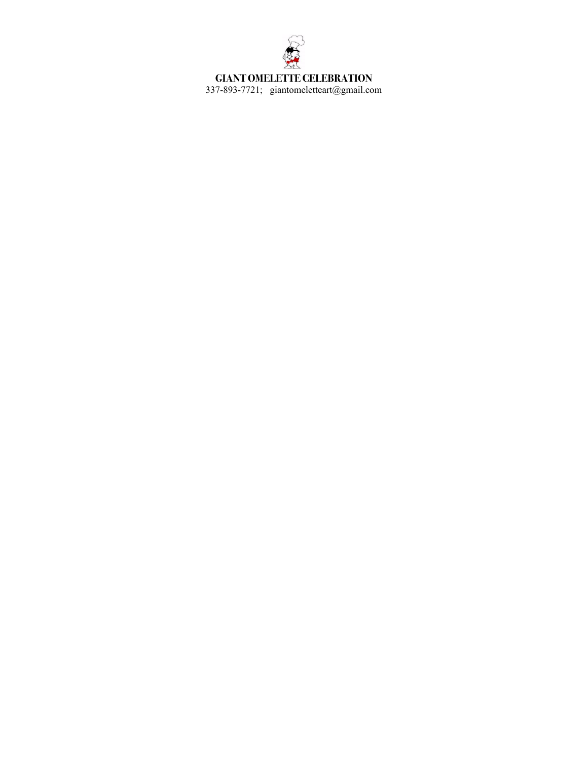**GIANT OMELETTE CELEBRATION**

337-893-7721; giantomeletteart@gmail.com